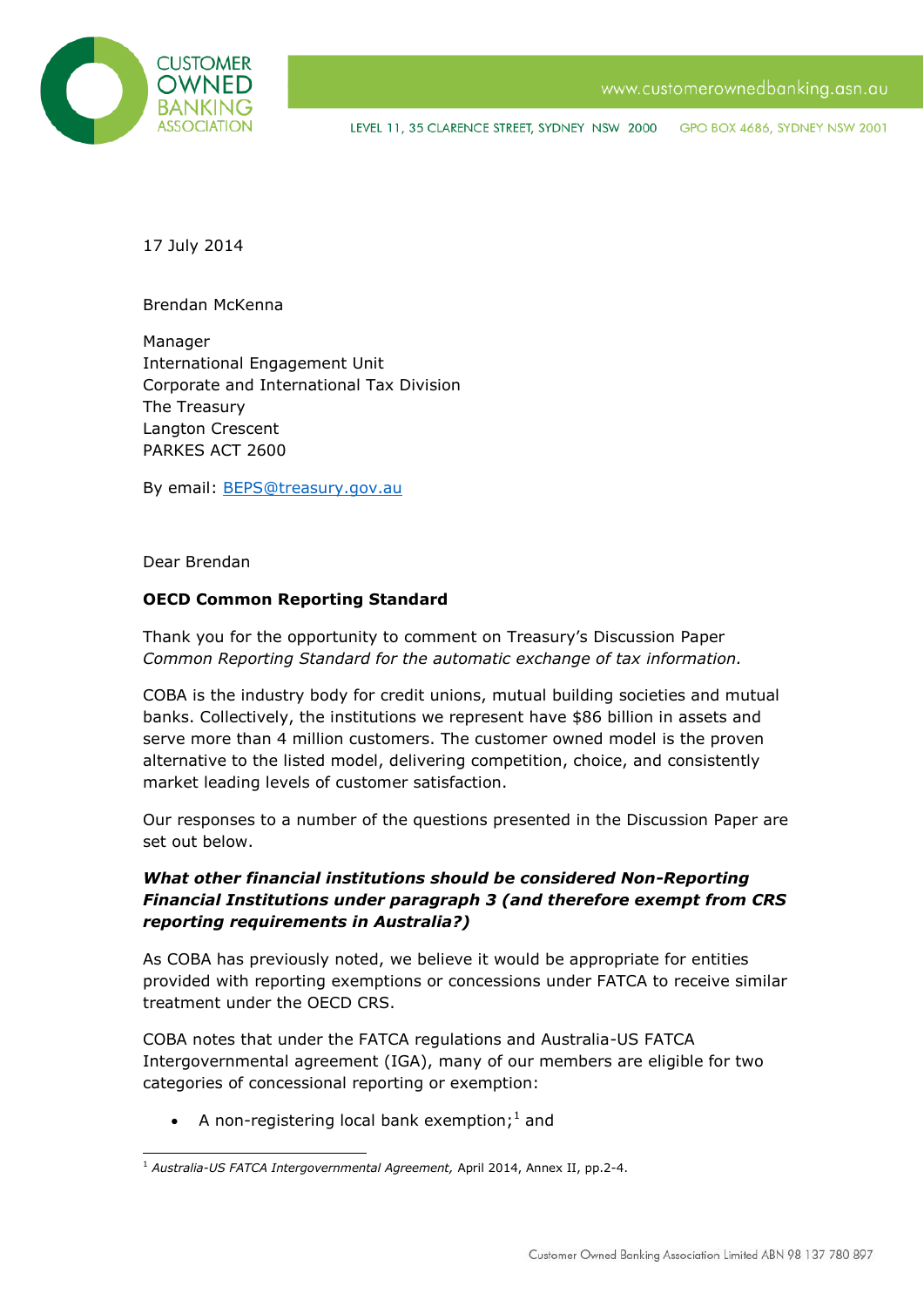17 July 2014

Brendan McKenna

Manager
International Engagement Unit
Corporate and International Tax Division
The Treasury
Langton Crescent
PARKES ACT 2600

By email: BEPS@treasury.gov.au

Dear Brendan

**OECD Common Reporting Standard**

Thank you for the opportunity to comment on Treasury's Discussion Paper *Common Reporting Standard for the automatic exchange of tax information.*

COBA is the industry body for credit unions, mutual building societies and mutual banks. Collectively, the institutions we represent have $86 billion in assets and serve more than 4 million customers. The customer owned model is the proven alternative to the listed model, delivering competition, choice, and consistently market leading levels of customer satisfaction.

Our responses to a number of the questions presented in the Discussion Paper are set out below.

***What other financial institutions should be considered Non-Reporting Financial Institutions under paragraph 3 (and therefore exempt from CRS reporting requirements in Australia?)***

As COBA has previously noted, we believe it would be appropriate for entities provided with reporting exemptions or concessions under FATCA to receive similar treatment under the OECD CRS.

COBA notes that under the FATCA regulations and Australia-US FATCA Intergovernmental agreement (IGA), many of our members are eligible for two categories of concessional reporting or exemption:

- A non-registering local bank exemption;[1] and

[1] *Australia-US FATCA Intergovernmental Agreement,* April 2014, Annex II, pp.2-4.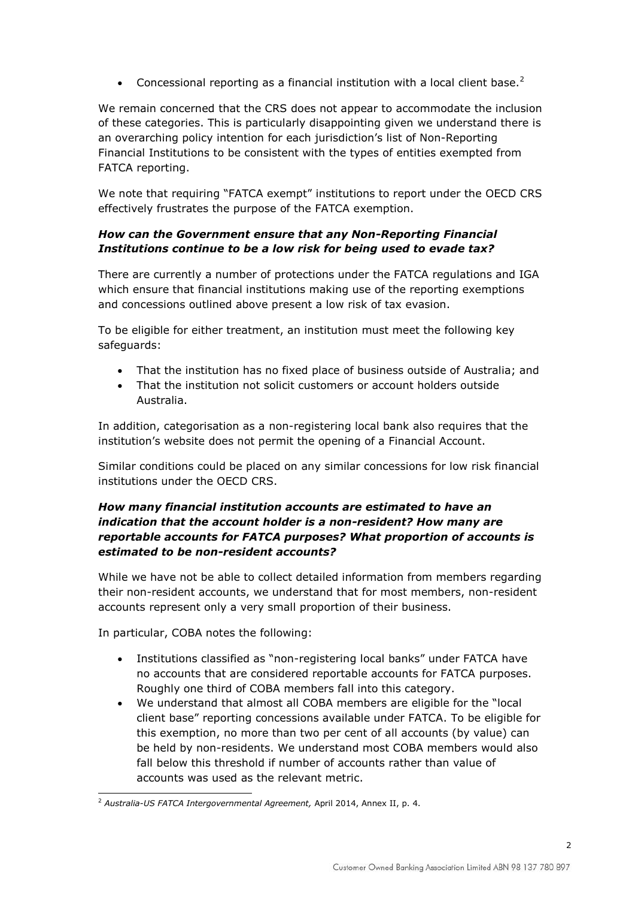- Concessional reporting as a financial institution with a local client base.[2]

We remain concerned that the CRS does not appear to accommodate the inclusion of these categories. This is particularly disappointing given we understand there is an overarching policy intention for each jurisdiction's list of Non-Reporting Financial Institutions to be consistent with the types of entities exempted from FATCA reporting.

We note that requiring "FATCA exempt" institutions to report under the OECD CRS effectively frustrates the purpose of the FATCA exemption.

### *How can the Government ensure that any Non-Reporting Financial Institutions continue to be a low risk for being used to evade tax?*

There are currently a number of protections under the FATCA regulations and IGA which ensure that financial institutions making use of the reporting exemptions and concessions outlined above present a low risk of tax evasion.

To be eligible for either treatment, an institution must meet the following key safeguards:

- That the institution has no fixed place of business outside of Australia; and
- That the institution not solicit customers or account holders outside Australia.

In addition, categorisation as a non-registering local bank also requires that the institution's website does not permit the opening of a Financial Account.

Similar conditions could be placed on any similar concessions for low risk financial institutions under the OECD CRS.

### *How many financial institution accounts are estimated to have an indication that the account holder is a non-resident? How many are reportable accounts for FATCA purposes? What proportion of accounts is estimated to be non-resident accounts?*

While we have not be able to collect detailed information from members regarding their non-resident accounts, we understand that for most members, non-resident accounts represent only a very small proportion of their business.

In particular, COBA notes the following:

- Institutions classified as "non-registering local banks" under FATCA have no accounts that are considered reportable accounts for FATCA purposes. Roughly one third of COBA members fall into this category.
- We understand that almost all COBA members are eligible for the "local client base" reporting concessions available under FATCA. To be eligible for this exemption, no more than two per cent of all accounts (by value) can be held by non-residents. We understand most COBA members would also fall below this threshold if number of accounts rather than value of accounts was used as the relevant metric.

[2] *Australia-US FATCA Intergovernmental Agreement,* April 2014, Annex II, p. 4.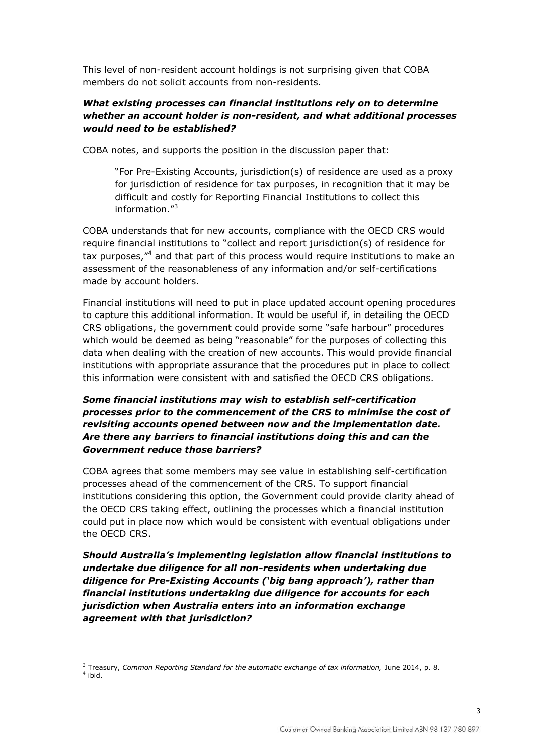This level of non-resident account holdings is not surprising given that COBA members do not solicit accounts from non-residents.

***What existing processes can financial institutions rely on to determine whether an account holder is non-resident, and what additional processes would need to be established?***

COBA notes, and supports the position in the discussion paper that:

> "For Pre-Existing Accounts, jurisdiction(s) of residence are used as a proxy for jurisdiction of residence for tax purposes, in recognition that it may be difficult and costly for Reporting Financial Institutions to collect this information."[3]

COBA understands that for new accounts, compliance with the OECD CRS would require financial institutions to "collect and report jurisdiction(s) of residence for tax purposes,"[4] and that part of this process would require institutions to make an assessment of the reasonableness of any information and/or self-certifications made by account holders.

Financial institutions will need to put in place updated account opening procedures to capture this additional information. It would be useful if, in detailing the OECD CRS obligations, the government could provide some "safe harbour" procedures which would be deemed as being "reasonable" for the purposes of collecting this data when dealing with the creation of new accounts. This would provide financial institutions with appropriate assurance that the procedures put in place to collect this information were consistent with and satisfied the OECD CRS obligations.

***Some financial institutions may wish to establish self-certification processes prior to the commencement of the CRS to minimise the cost of revisiting accounts opened between now and the implementation date. Are there any barriers to financial institutions doing this and can the Government reduce those barriers?***

COBA agrees that some members may see value in establishing self-certification processes ahead of the commencement of the CRS. To support financial institutions considering this option, the Government could provide clarity ahead of the OECD CRS taking effect, outlining the processes which a financial institution could put in place now which would be consistent with eventual obligations under the OECD CRS.

***Should Australia's implementing legislation allow financial institutions to undertake due diligence for all non-residents when undertaking due diligence for Pre-Existing Accounts ('big bang approach'), rather than financial institutions undertaking due diligence for accounts for each jurisdiction when Australia enters into an information exchange agreement with that jurisdiction?***

---

[3] Treasury, *Common Reporting Standard for the automatic exchange of tax information,* June 2014, p. 8.

[4] ibid.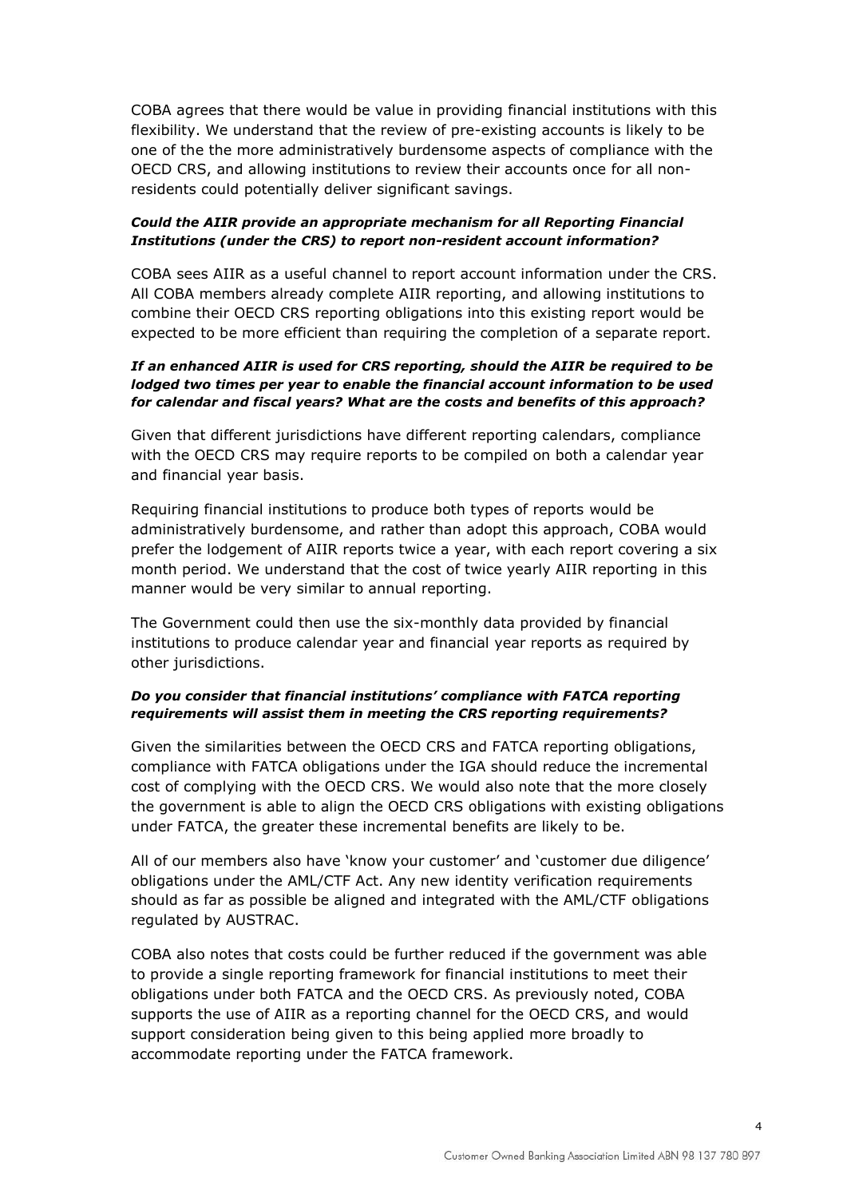COBA agrees that there would be value in providing financial institutions with this flexibility. We understand that the review of pre-existing accounts is likely to be one of the the more administratively burdensome aspects of compliance with the OECD CRS, and allowing institutions to review their accounts once for all non-residents could potentially deliver significant savings.

***Could the AIIR provide an appropriate mechanism for all Reporting Financial Institutions (under the CRS) to report non-resident account information?***

COBA sees AIIR as a useful channel to report account information under the CRS. All COBA members already complete AIIR reporting, and allowing institutions to combine their OECD CRS reporting obligations into this existing report would be expected to be more efficient than requiring the completion of a separate report.

***If an enhanced AIIR is used for CRS reporting, should the AIIR be required to be lodged two times per year to enable the financial account information to be used for calendar and fiscal years? What are the costs and benefits of this approach?***

Given that different jurisdictions have different reporting calendars, compliance with the OECD CRS may require reports to be compiled on both a calendar year and financial year basis.

Requiring financial institutions to produce both types of reports would be administratively burdensome, and rather than adopt this approach, COBA would prefer the lodgement of AIIR reports twice a year, with each report covering a six month period. We understand that the cost of twice yearly AIIR reporting in this manner would be very similar to annual reporting.

The Government could then use the six-monthly data provided by financial institutions to produce calendar year and financial year reports as required by other jurisdictions.

***Do you consider that financial institutions' compliance with FATCA reporting requirements will assist them in meeting the CRS reporting requirements?***

Given the similarities between the OECD CRS and FATCA reporting obligations, compliance with FATCA obligations under the IGA should reduce the incremental cost of complying with the OECD CRS. We would also note that the more closely the government is able to align the OECD CRS obligations with existing obligations under FATCA, the greater these incremental benefits are likely to be.

All of our members also have 'know your customer' and 'customer due diligence' obligations under the AML/CTF Act. Any new identity verification requirements should as far as possible be aligned and integrated with the AML/CTF obligations regulated by AUSTRAC.

COBA also notes that costs could be further reduced if the government was able to provide a single reporting framework for financial institutions to meet their obligations under both FATCA and the OECD CRS. As previously noted, COBA supports the use of AIIR as a reporting channel for the OECD CRS, and would support consideration being given to this being applied more broadly to accommodate reporting under the FATCA framework.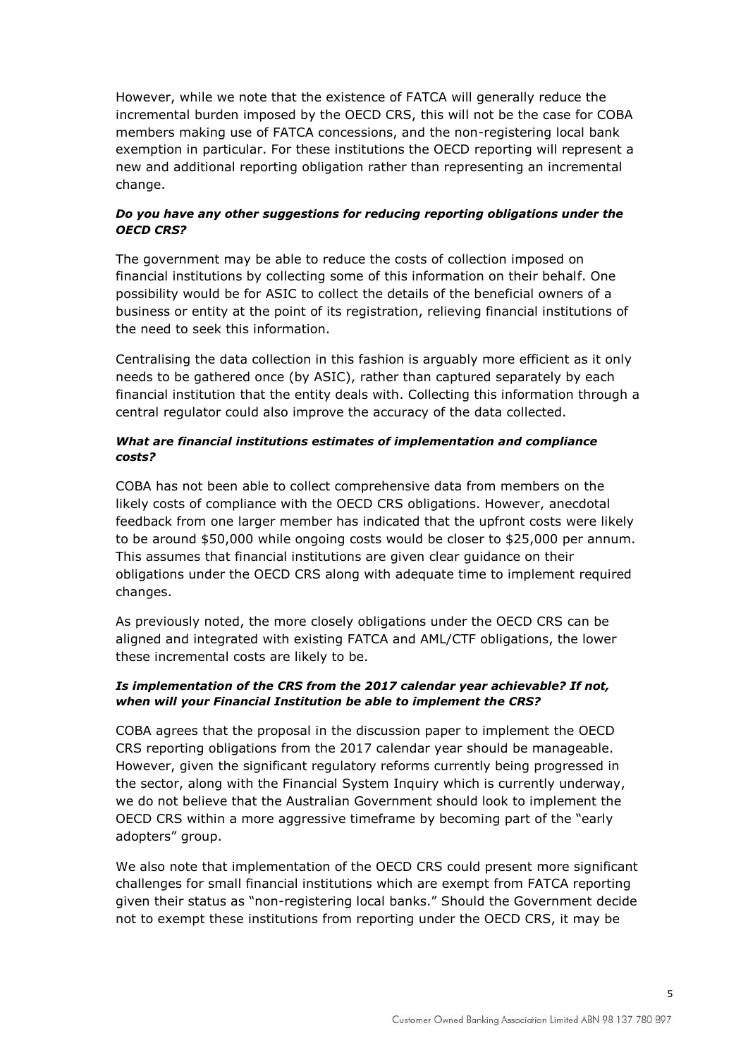However, while we note that the existence of FATCA will generally reduce the incremental burden imposed by the OECD CRS, this will not be the case for COBA members making use of FATCA concessions, and the non-registering local bank exemption in particular. For these institutions the OECD reporting will represent a new and additional reporting obligation rather than representing an incremental change.

***Do you have any other suggestions for reducing reporting obligations under the OECD CRS?***

The government may be able to reduce the costs of collection imposed on financial institutions by collecting some of this information on their behalf. One possibility would be for ASIC to collect the details of the beneficial owners of a business or entity at the point of its registration, relieving financial institutions of the need to seek this information.

Centralising the data collection in this fashion is arguably more efficient as it only needs to be gathered once (by ASIC), rather than captured separately by each financial institution that the entity deals with. Collecting this information through a central regulator could also improve the accuracy of the data collected.

***What are financial institutions estimates of implementation and compliance costs?***

COBA has not been able to collect comprehensive data from members on the likely costs of compliance with the OECD CRS obligations. However, anecdotal feedback from one larger member has indicated that the upfront costs were likely to be around $50,000 while ongoing costs would be closer to $25,000 per annum. This assumes that financial institutions are given clear guidance on their obligations under the OECD CRS along with adequate time to implement required changes.

As previously noted, the more closely obligations under the OECD CRS can be aligned and integrated with existing FATCA and AML/CTF obligations, the lower these incremental costs are likely to be.

***Is implementation of the CRS from the 2017 calendar year achievable? If not, when will your Financial Institution be able to implement the CRS?***

COBA agrees that the proposal in the discussion paper to implement the OECD CRS reporting obligations from the 2017 calendar year should be manageable. However, given the significant regulatory reforms currently being progressed in the sector, along with the Financial System Inquiry which is currently underway, we do not believe that the Australian Government should look to implement the OECD CRS within a more aggressive timeframe by becoming part of the "early adopters" group.

We also note that implementation of the OECD CRS could present more significant challenges for small financial institutions which are exempt from FATCA reporting given their status as "non-registering local banks." Should the Government decide not to exempt these institutions from reporting under the OECD CRS, it may be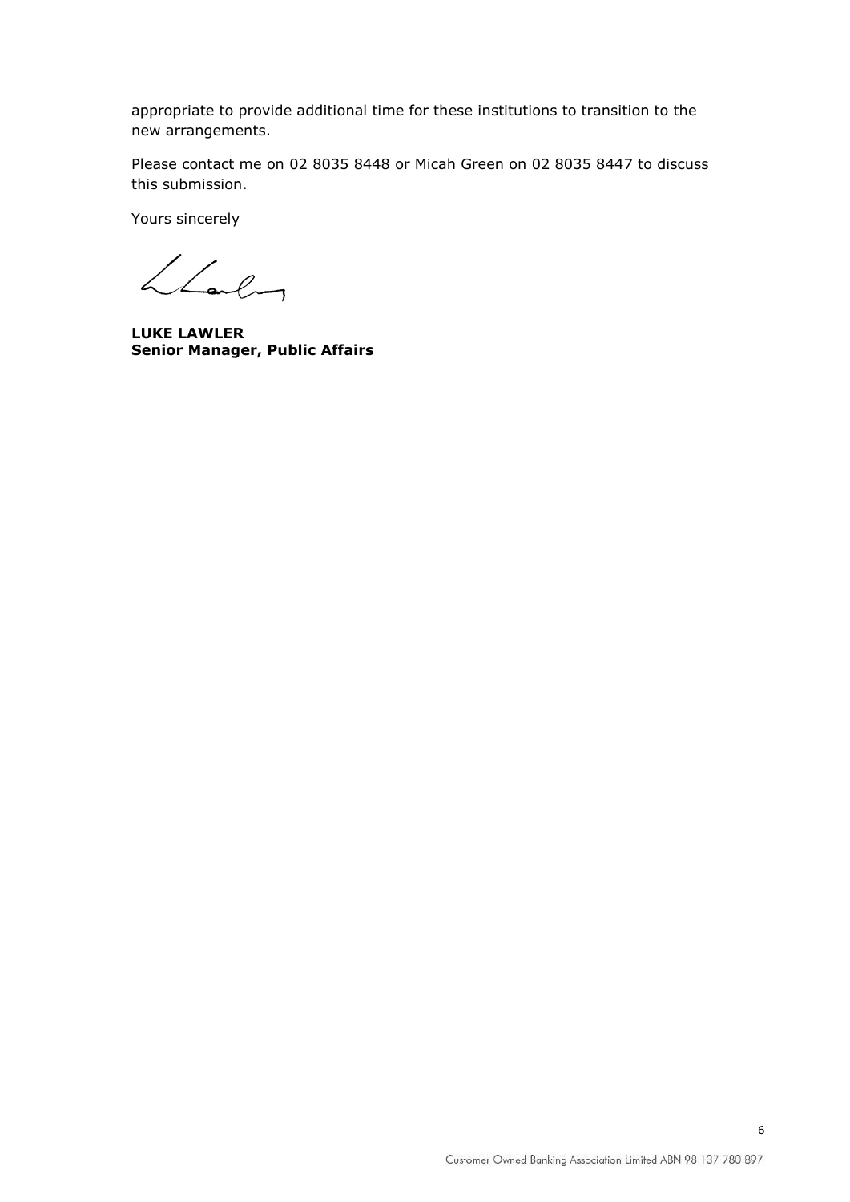appropriate to provide additional time for these institutions to transition to the new arrangements.

Please contact me on 02 8035 8448 or Micah Green on 02 8035 8447 to discuss this submission.

Yours sincerely

**LUKE LAWLER**
**Senior Manager, Public Affairs**